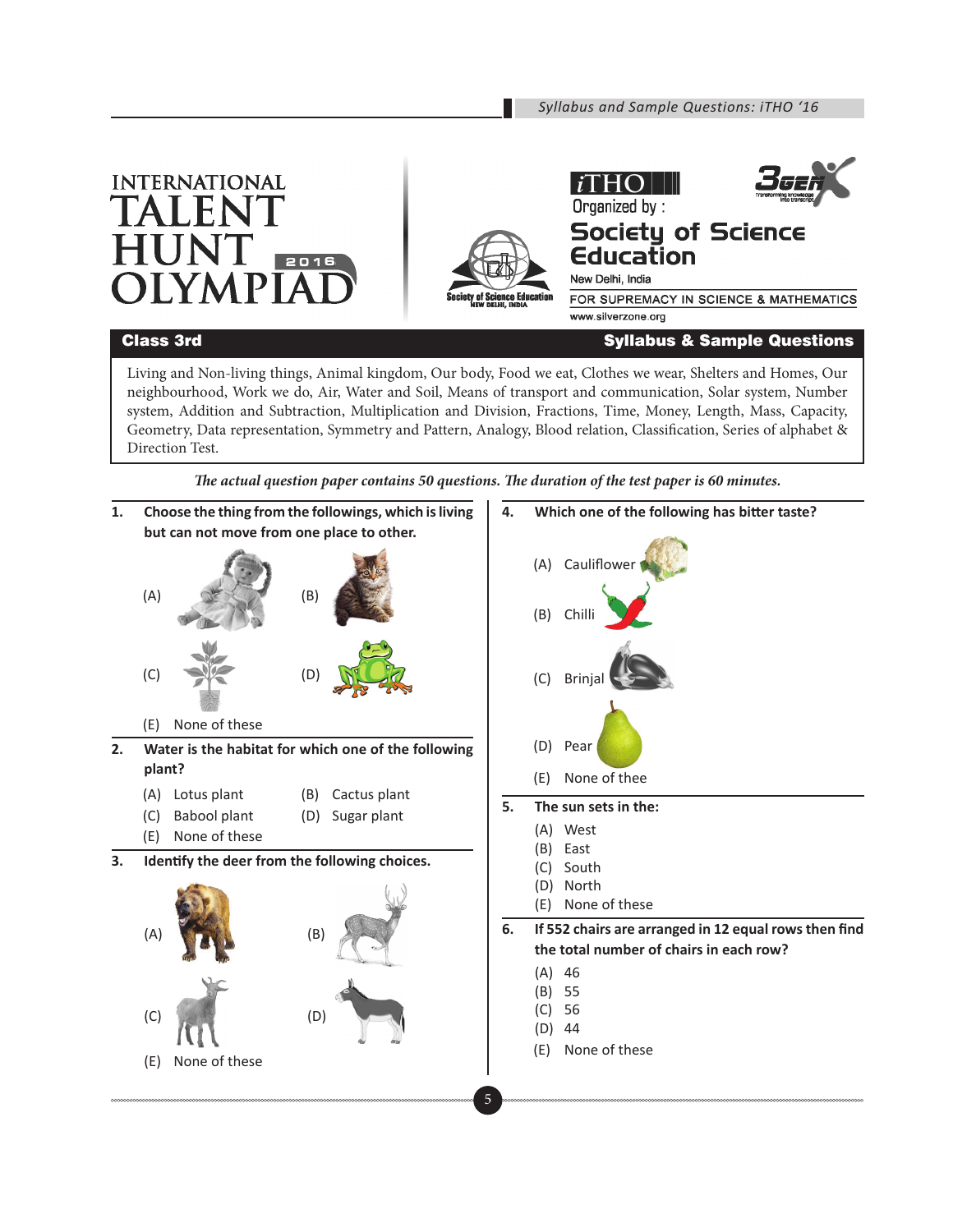# INTERNATIONAL TALENT HUNT OLYMPIAD 2016

iTHO

Organized by :

**Society of Science Education**

New Delhi, India

FOR SUPREMACY IN SCIENCE & MATHEMATICS

www.silverzone.org

## Class 3rd — Syllabus & Sample Questions

Living and Non-living things, Animal kingdom, Our body, Food we eat, Clothes we wear, Shelters and Homes, Our neighbourhood, Work we do, Air, Water and Soil, Means of transport and communication, Solar system, Number system, Addition and Subtraction, Multiplication and Division, Fractions, Time, Money, Length, Mass, Capacity, Geometry, Data representation, Symmetry and Pattern, Analogy, Blood relation, Classification, Series of alphabet & Direction Test.

***The actual question paper contains 50 questions. The duration of the test paper is 60 minutes.***

**1. Choose the thing from the followings, which is living but can not move from one place to other.**

(A) (B)

(C) (D)

(E) None of these

**2. Water is the habitat for which one of the following plant?**

(A) Lotus plant
(B) Cactus plant
(C) Babool plant
(D) Sugar plant
(E) None of these

**3. Identify the deer from the following choices.**

(A) (B)

(C) (D)

(E) None of these

**4. Which one of the following has bitter taste?**

(A) Cauliflower
(B) Chilli
(C) Brinjal
(D) Pear
(E) None of thee

**5. The sun sets in the:**

(A) West
(B) East
(C) South
(D) North
(E) None of these

**6. If 552 chairs are arranged in 12 equal rows then find the total number of chairs in each row?**

(A) 46
(B) 55
(C) 56
(D) 44
(E) None of these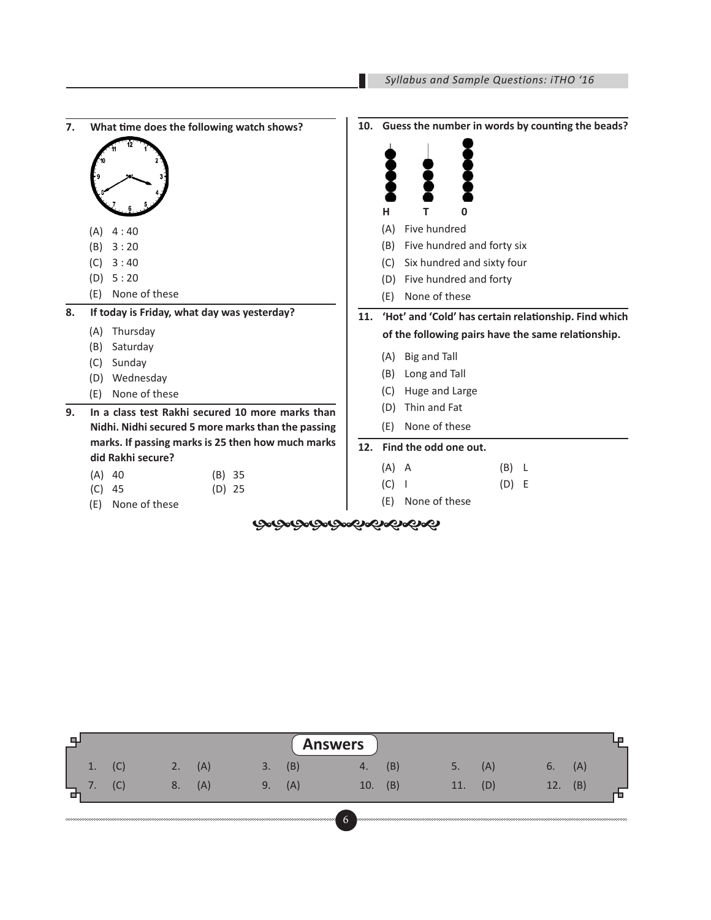**7. What time does the following watch shows?**

(A) 4 : 40

(B) 3 : 20

(C) 3 : 40

(D) 5 : 20

(E) None of these

**8. If today is Friday, what day was yesterday?**

(A) Thursday

(B) Saturday

(C) Sunday

(D) Wednesday

(E) None of these

**9. In a class test Rakhi secured 10 more marks than Nidhi. Nidhi secured 5 more marks than the passing marks. If passing marks is 25 then how much marks did Rakhi secure?**

(A) 40 (B) 35

(C) 45 (D) 25

(E) None of these

**10. Guess the number in words by counting the beads?**

H T 0

(A) Five hundred

(B) Five hundred and forty six

(C) Six hundred and sixty four

(D) Five hundred and forty

(E) None of these

**11. 'Hot' and 'Cold' has certain relationship. Find which of the following pairs have the same relationship.**

(A) Big and Tall

(B) Long and Tall

(C) Huge and Large

(D) Thin and Fat

(E) None of these

**12. Find the odd one out.**

(A) A (B) L

(C) I (D) E

(E) None of these

## Answers

| | | | | | |
|---|---|---|---|---|---|
| 1. (C) | 2. (A) | 3. (B) | 4. (B) | 5. (A) | 6. (A) |
| 7. (C) | 8. (A) | 9. (A) | 10. (B) | 11. (D) | 12. (B) |